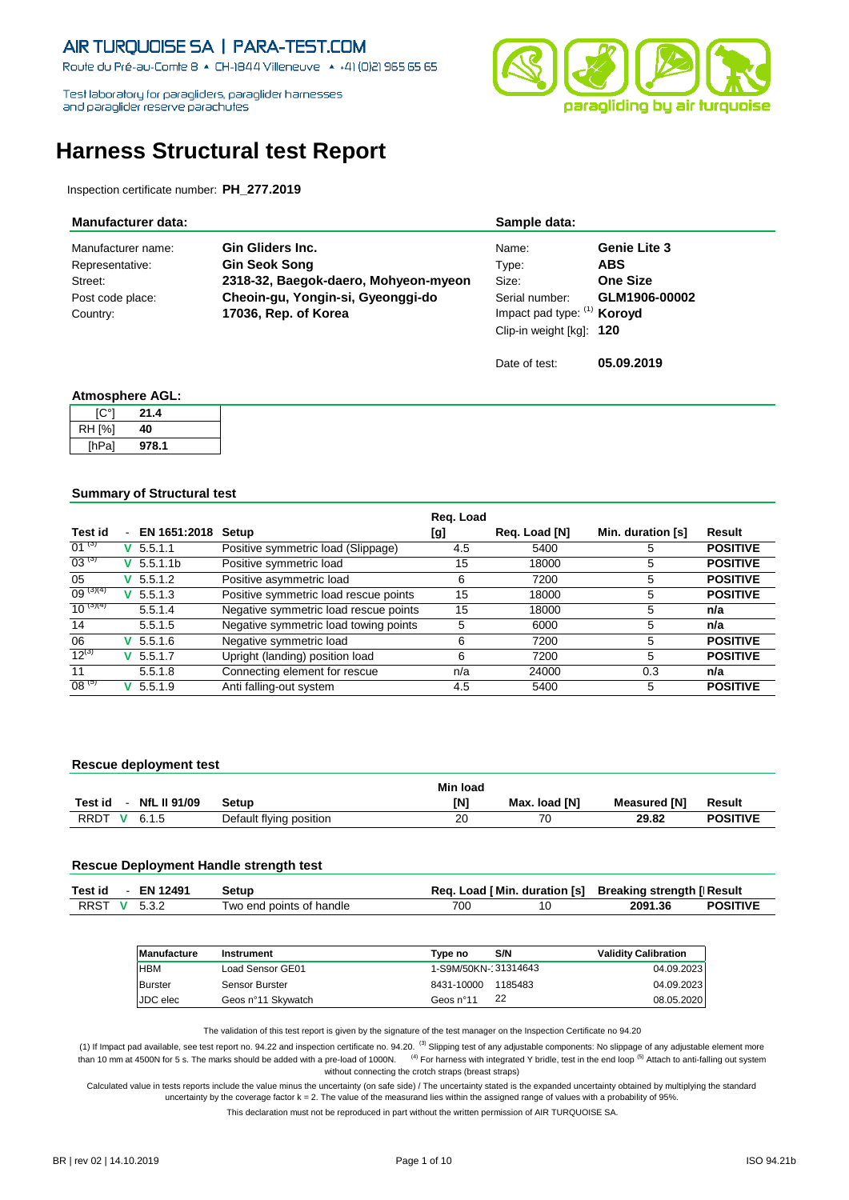AIR TURQUOISE SA | PARA-TEST.COM

Route du Pré-au-Comte 8 ▲ CH-1844 Villeneuve ▲ +41 (0)21 965 65 65

Test laboratory for paragliders, paraglider harnesses and paraglider reserve parachutes

paragliding by air turquoise

# Harness Structural test Report

Inspection certificate number: **PH_277.2019**

### Manufacturer data:

| | |
|---|---|
| Manufacturer name: | **Gin Gliders Inc.** |
| Representative: | **Gin Seok Song** |
| Street: | **2318-32, Baegok-daero, Mohyeon-myeon** |
| Post code place: | **Cheoin-gu, Yongin-si, Gyeonggi-do** |
| Country: | **17036, Rep. of Korea** |

### Sample data:

| | |
|---|---|
| Name: | **Genie Lite 3** |
| Type: | **ABS** |
| Size: | **One Size** |
| Serial number: | **GLM1906-00002** |
| Impact pad type: (1) | **Koroyd** |
| Clip-in weight [kg]: | **120** |
| Date of test: | **05.09.2019** |

### Atmosphere AGL:

| | |
|---|---|
| [C°] | **21.4** |
| RH [%] | **40** |
| [hPa] | **978.1** |

### Summary of Structural test

| Test id | - | EN 1651:2018 | Setup | Req. Load [g] | Req. Load [N] | Min. duration [s] | Result |
|---|---|---|---|---|---|---|---|
| 01 (3) | V | 5.5.1.1 | Positive symmetric load (Slippage) | 4.5 | 5400 | 5 | **POSITIVE** |
| 03 (3) | V | 5.5.1.1b | Positive symmetric load | 15 | 18000 | 5 | **POSITIVE** |
| 05 | V | 5.5.1.2 | Positive asymmetric load | 6 | 7200 | 5 | **POSITIVE** |
| 09 (3)(4) | V | 5.5.1.3 | Positive symmetric load rescue points | 15 | 18000 | 5 | **POSITIVE** |
| 10 (3)(4) | | 5.5.1.4 | Negative symmetric load rescue points | 15 | 18000 | 5 | **n/a** |
| 14 | | 5.5.1.5 | Negative symmetric load towing points | 5 | 6000 | 5 | **n/a** |
| 06 | V | 5.5.1.6 | Negative symmetric load | 6 | 7200 | 5 | **POSITIVE** |
| 12(3) | V | 5.5.1.7 | Upright (landing) position load | 6 | 7200 | 5 | **POSITIVE** |
| 11 | | 5.5.1.8 | Connecting element for rescue | n/a | 24000 | 0.3 | **n/a** |
| 08 (5) | V | 5.5.1.9 | Anti falling-out system | 4.5 | 5400 | 5 | **POSITIVE** |

### Rescue deployment test

| Test id | - | NfL II 91/09 | Setup | Min load [N] | Max. load [N] | Measured [N] | Result |
|---|---|---|---|---|---|---|---|
| RRDT | V | 6.1.5 | Default flying position | 20 | 70 | **29.82** | **POSITIVE** |

### Rescue Deployment Handle strength test

| Test id | - | EN 12491 | Setup | Req. Load [ | Min. duration [s] | Breaking strength [ | Result |
|---|---|---|---|---|---|---|---|
| RRST | V | 5.3.2 | Two end points of handle | 700 | 10 | **2091.36** | **POSITIVE** |

| Manufacture | Instrument | Type no | S/N | Validity Calibration |
|---|---|---|---|---|
| HBM | Load Sensor GE01 | 1-S9M/50KN-: | 31314643 | 04.09.2023 |
| Burster | Sensor Burster | 8431-10000 | 1185483 | 04.09.2023 |
| JDC elec | Geos n°11 Skywatch | Geos n°11 | 22 | 08.05.2020 |

The validation of this test report is given by the signature of the test manager on the Inspection Certificate no 94.20

(1) If Impact pad available, see test report no. 94.22 and inspection certificate no. 94.20. (3) Slipping test of any adjustable components: No slippage of any adjustable element more than 10 mm at 4500N for 5 s. The marks should be added with a pre-load of 1000N. (4) For harness with integrated Y bridle, test in the end loop (5) Attach to anti-falling out system without connecting the crotch straps (breast straps)

Calculated value in tests reports include the value minus the uncertainty (on safe side) / The uncertainty stated is the expanded uncertainty obtained by multiplying the standard uncertainty by the coverage factor k = 2. The value of the measurand lies within the assigned range of values with a probability of 95%.

This declaration must not be reproduced in part without the written permission of AIR TURQUOISE SA.

BR | rev 02 | 14.10.2019 ISO 94.21b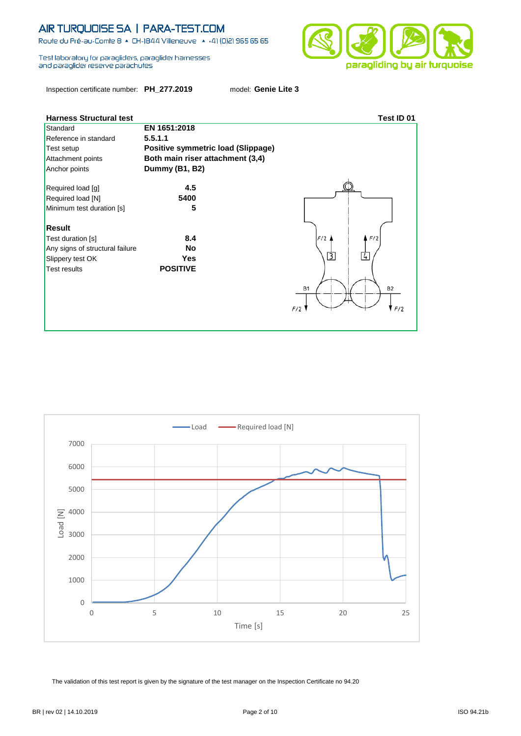AIR TURQUOISE SA | PARA-TEST.COM

Route du Pré-au-Comte 8 ▲ CH-1844 Villeneuve ▲ +41 (0)21 965 65 65

Test laboratory for paragliders, paraglider harnesses and paraglider reserve parachutes

paragliding by air turquoise

Inspection certificate number: **PH_277.2019** model: **Genie Lite 3**

## Harness Structural test — Test ID 01

| | |
|---|---|
| Standard | **EN 1651:2018** |
| Reference in standard | **5.5.1.1** |
| Test setup | **Positive symmetric load (Slippage)** |
| Attachment points | **Both main riser attachment (3,4)** |
| Anchor points | **Dummy (B1, B2)** |
| Required load [g] | **4.5** |
| Required load [N] | **5400** |
| Minimum test duration [s] | **5** |

**Result**

| | |
|---|---|
| Test duration [s] | **8.4** |
| Any signs of structural failure | **No** |
| Slippery test OK | **Yes** |
| Test results | **POSITIVE** |

The validation of this test report is given by the signature of the test manager on the Inspection Certificate no 94.20

BR | rev 02 | 14.10.2019 ISO 94.21b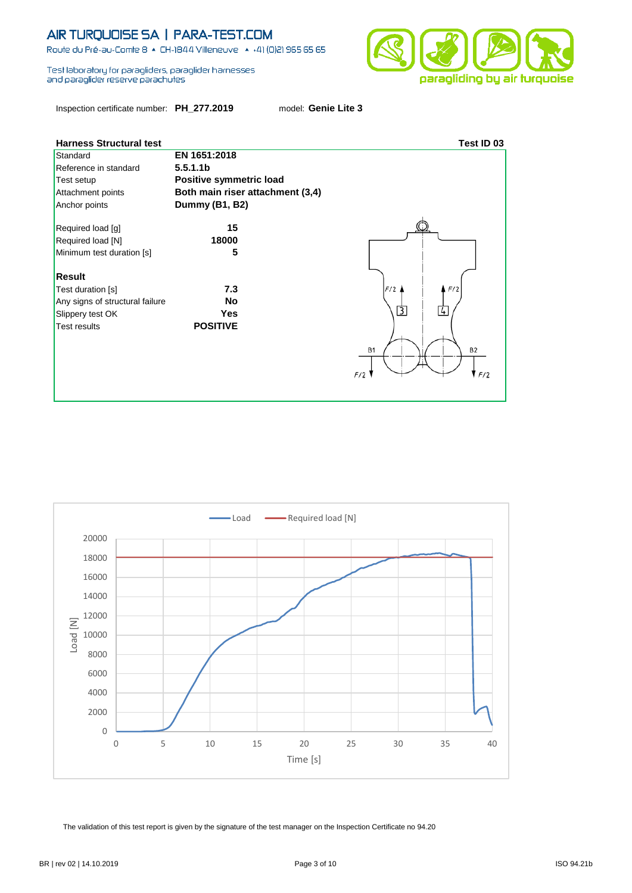AIR TURQUOISE SA | PARA-TEST.COM

Route du Pré-au-Comte 8 ▲ CH-1844 Villeneuve ▲ +41 (0)21 965 65 65

Test laboratory for paragliders, paraglider harnesses and paraglider reserve parachutes

paragliding by air turquoise

Inspection certificate number: **PH_277.2019** model: **Genie Lite 3**

## Harness Structural test

**Test ID 03**

| | |
|---|---|
| Standard | **EN 1651:2018** |
| Reference in standard | **5.5.1.1b** |
| Test setup | **Positive symmetric load** |
| Attachment points | **Both main riser attachment (3,4)** |
| Anchor points | **Dummy (B1, B2)** |
| Required load [g] | **15** |
| Required load [N] | **18000** |
| Minimum test duration [s] | **5** |

**Result**

| | |
|---|---|
| Test duration [s] | **7.3** |
| Any signs of structural failure | **No** |
| Slippery test OK | **Yes** |
| Test results | **POSITIVE** |

The validation of this test report is given by the signature of the test manager on the Inspection Certificate no 94.20

BR | rev 02 | 14.10.2019

ISO 94.21b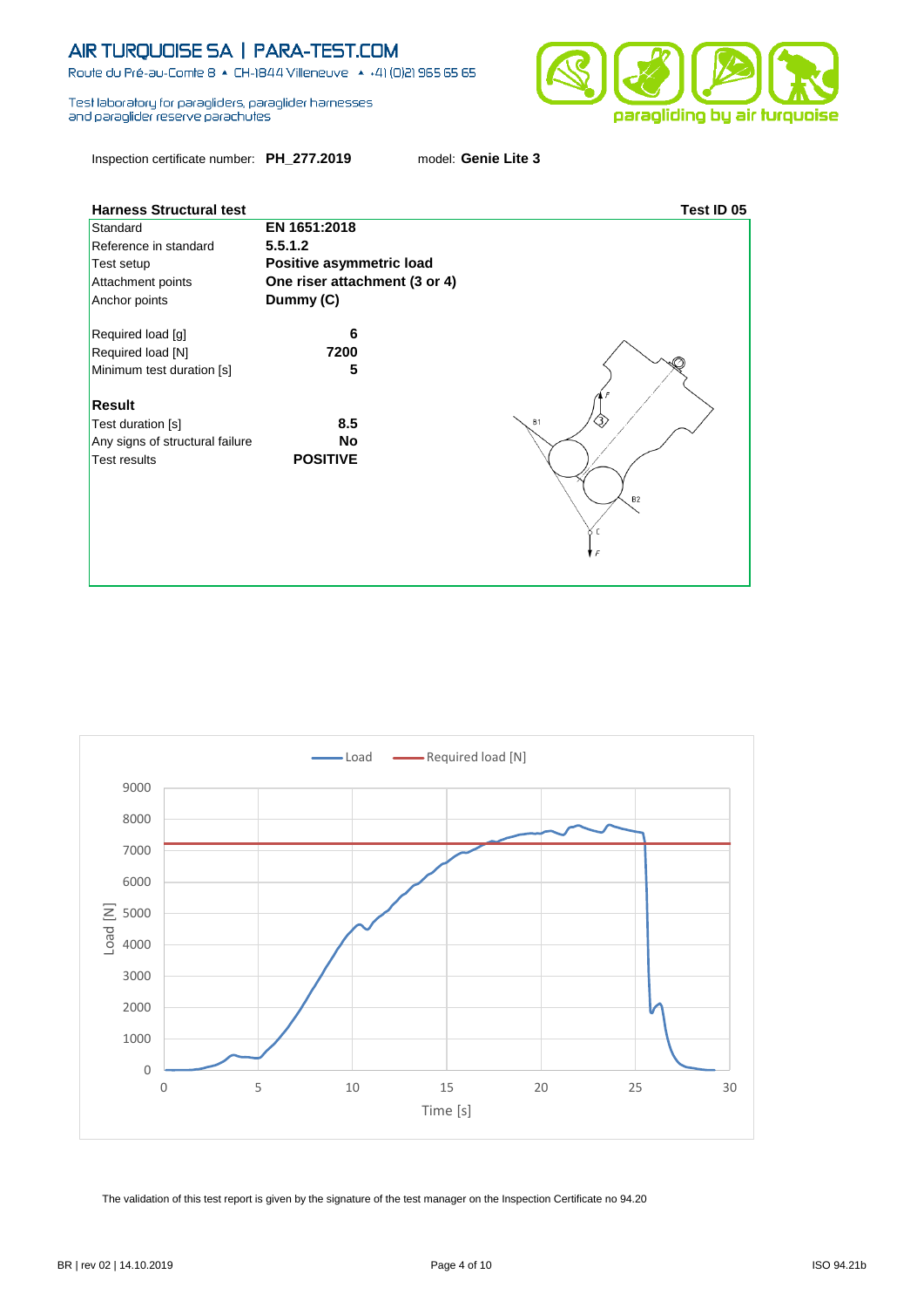AIR TURQUOISE SA | PARA-TEST.COM

Route du Pré-au-Comte 8 ▲ CH-1844 Villeneuve ▲ +41 (0)21 965 65 65

Test laboratory for paragliders, paraglider harnesses and paraglider reserve parachutes

paragliding by air turquoise

Inspection certificate number: **PH_277.2019** model: **Genie Lite 3**

## Harness Structural test — Test ID 05

| | |
|---|---|
| Standard | **EN 1651:2018** |
| Reference in standard | **5.5.1.2** |
| Test setup | **Positive asymmetric load** |
| Attachment points | **One riser attachment (3 or 4)** |
| Anchor points | **Dummy (C)** |
| Required load [g] | **6** |
| Required load [N] | **7200** |
| Minimum test duration [s] | **5** |

**Result**

| | |
|---|---|
| Test duration [s] | **8.5** |
| Any signs of structural failure | **No** |
| Test results | **POSITIVE** |

Load — Required load [N]

Load [N] vs Time [s]

The validation of this test report is given by the signature of the test manager on the Inspection Certificate no 94.20

BR | rev 02 | 14.10.2019 ISO 94.21b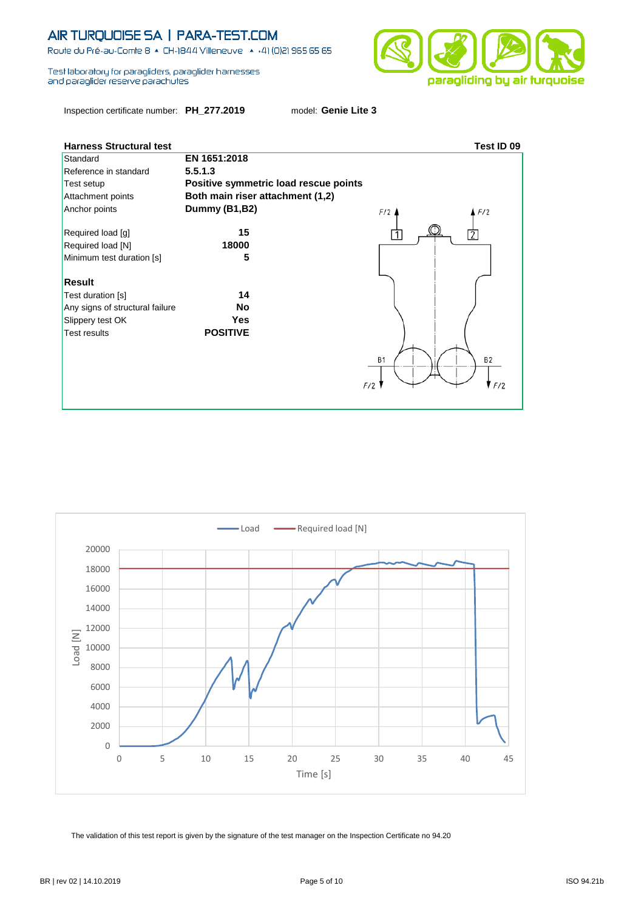AIR TURQUOISE SA | PARA-TEST.COM

Route du Pré-au-Comte 8 ▲ CH-1844 Villeneuve ▲ +41 (0)21 965 65 65

Test laboratory for paragliders, paraglider harnesses and paraglider reserve parachutes

paragliding by air turquoise

Inspection certificate number: **PH_277.2019** model: **Genie Lite 3**

## Harness Structural test — Test ID 09

| | |
|---|---|
| Standard | **EN 1651:2018** |
| Reference in standard | **5.5.1.3** |
| Test setup | **Positive symmetric load rescue points** |
| Attachment points | **Both main riser attachment (1,2)** |
| Anchor points | **Dummy (B1,B2)** |
| Required load [g] | **15** |
| Required load [N] | **18000** |
| Minimum test duration [s] | **5** |

**Result**

| | |
|---|---|
| Test duration [s] | **14** |
| Any signs of structural failure | **No** |
| Slippery test OK | **Yes** |
| Test results | **POSITIVE** |

F/2 — 1 — 2 — F/2

B1 — B2

F/2 — F/2

Load — Required load [N]

Load [N]

Time [s]

The validation of this test report is given by the signature of the test manager on the Inspection Certificate no 94.20

BR | rev 02 | 14.10.2019 ISO 94.21b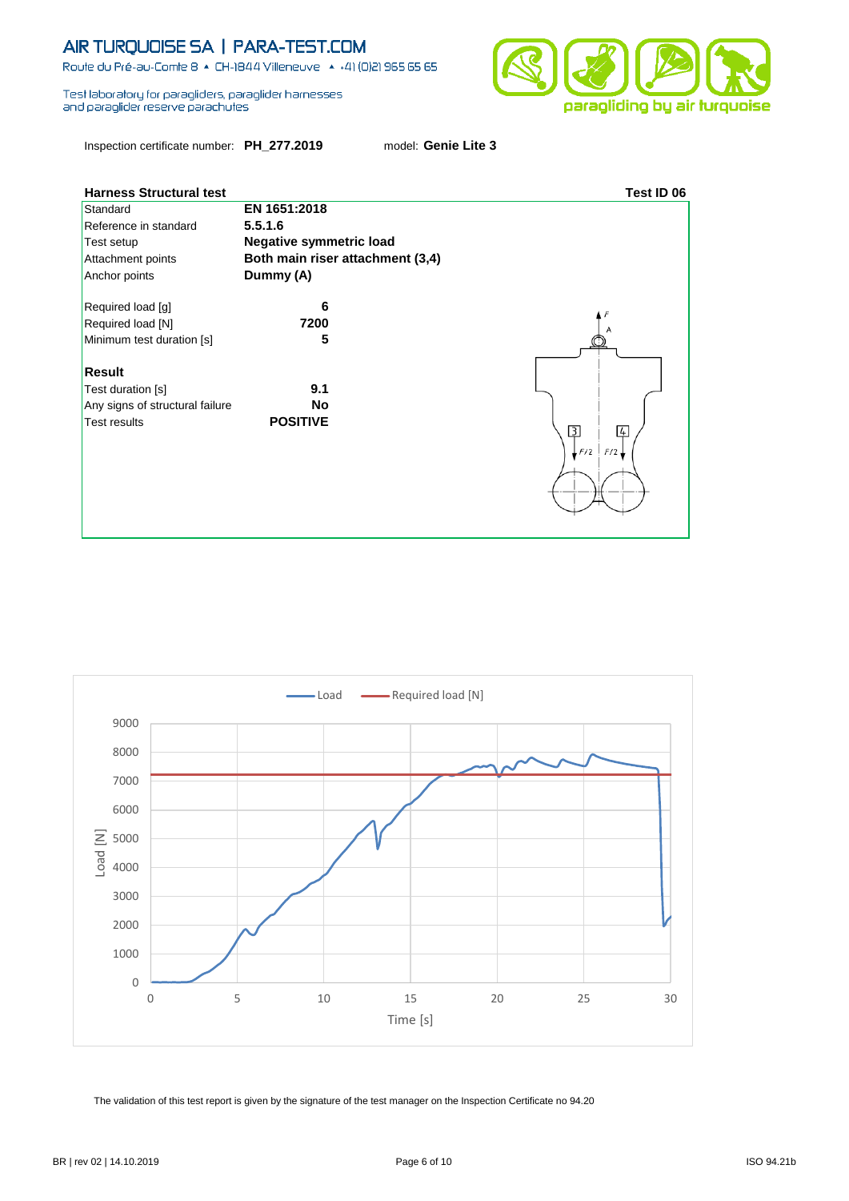# AIR TURQUOISE SA | PARA-TEST.COM

Route du Pré-au-Comte 8 ▲ CH-1844 Villeneuve ▲ +41 (0)21 965 65 65

Test laboratory for paragliders, paraglider harnesses and paraglider reserve parachutes

paragliding by air turquoise

Inspection certificate number: **PH_277.2019** model: **Genie Lite 3**

## Harness Structural test — Test ID 06

| | |
|---|---|
| Standard | **EN 1651:2018** |
| Reference in standard | **5.5.1.6** |
| Test setup | **Negative symmetric load** |
| Attachment points | **Both main riser attachment (3,4)** |
| Anchor points | **Dummy (A)** |
| Required load [g] | **6** |
| Required load [N] | **7200** |
| Minimum test duration [s] | **5** |

### Result

| | |
|---|---|
| Test duration [s] | **9.1** |
| Any signs of structural failure | **No** |
| Test results | **POSITIVE** |

The validation of this test report is given by the signature of the test manager on the Inspection Certificate no 94.20

BR | rev 02 | 14.10.2019

ISO 94.21b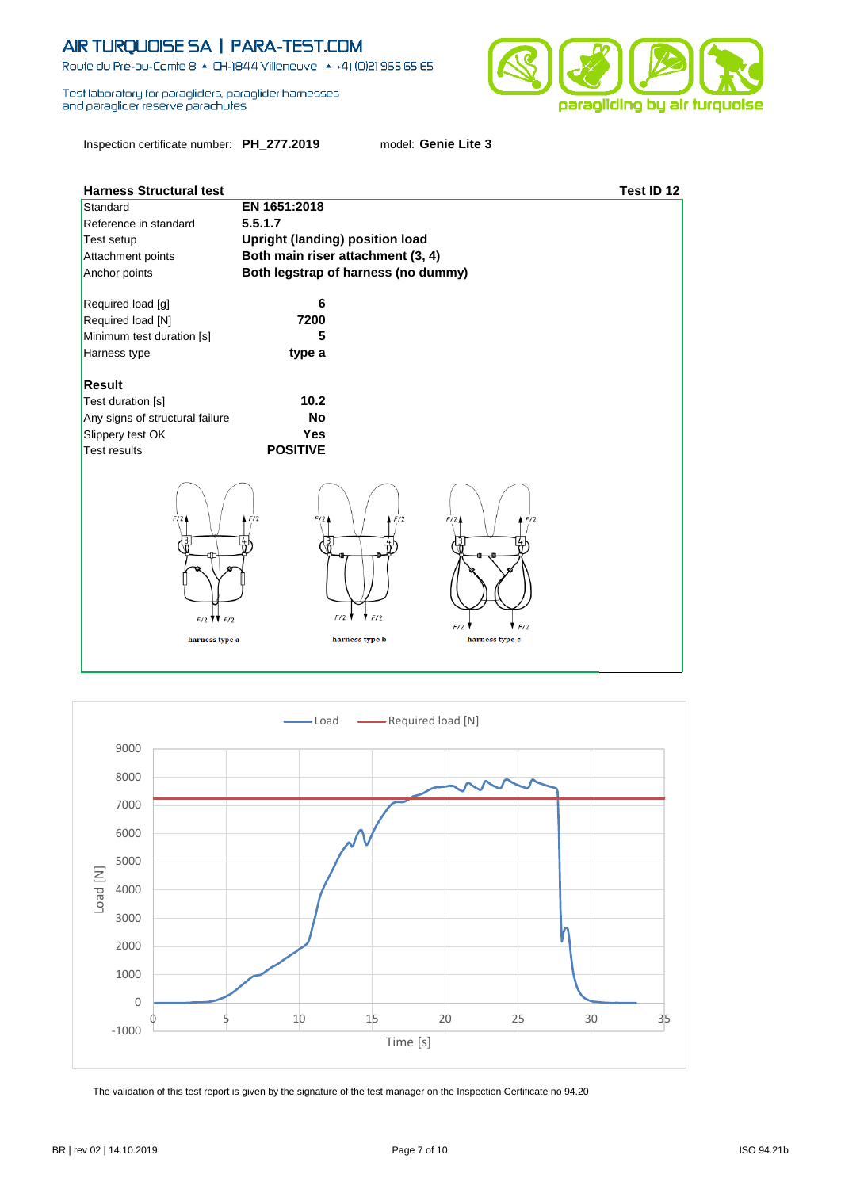AIR TURQUOISE SA | PARA-TEST.COM

Route du Pré-au-Comte 8 ▲ CH-1844 Villeneuve ▲ +41 (0)21 965 65 65

Test laboratory for paragliders, paraglider harnesses and paraglider reserve parachutes

Inspection certificate number: **PH_277.2019** model: **Genie Lite 3**

## Harness Structural test

**Test ID 12**

| | |
|---|---|
| Standard | **EN 1651:2018** |
| Reference in standard | **5.5.1.7** |
| Test setup | **Upright (landing) position load** |
| Attachment points | **Both main riser attachment (3, 4)** |
| Anchor points | **Both legstrap of harness (no dummy)** |
| Required load [g] | **6** |
| Required load [N] | **7200** |
| Minimum test duration [s] | **5** |
| Harness type | **type a** |

**Result**

| | |
|---|---|
| Test duration [s] | **10.2** |
| Any signs of structural failure | **No** |
| Slippery test OK | **Yes** |
| Test results | **POSITIVE** |

harness type a harness type b harness type c

The validation of this test report is given by the signature of the test manager on the Inspection Certificate no 94.20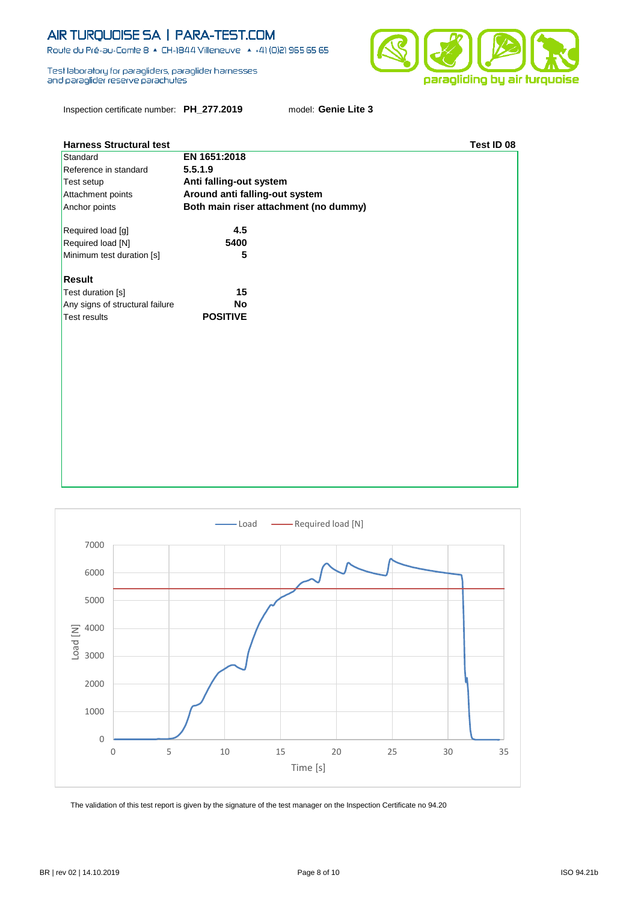AIR TURQUOISE SA | PARA-TEST.COM

Route du Pré-au-Comte 8 ▲ CH-1844 Villeneuve ▲ +41 (0)21 965 65 65

Test laboratory for paragliders, paraglider harnesses and paraglider reserve parachutes

paragliding by air turquoise

Inspection certificate number: **PH_277.2019** model: **Genie Lite 3**

## Harness Structural test — Test ID 08

| | |
|---|---|
| Standard | **EN 1651:2018** |
| Reference in standard | **5.5.1.9** |
| Test setup | **Anti falling-out system** |
| Attachment points | **Around anti falling-out system** |
| Anchor points | **Both main riser attachment (no dummy)** |
| Required load [g] | **4.5** |
| Required load [N] | **5400** |
| Minimum test duration [s] | **5** |

### Result

| | |
|---|---|
| Test duration [s] | **15** |
| Any signs of structural failure | **No** |
| Test results | **POSITIVE** |

The validation of this test report is given by the signature of the test manager on the Inspection Certificate no 94.20

BR | rev 02 | 14.10.2019 ISO 94.21b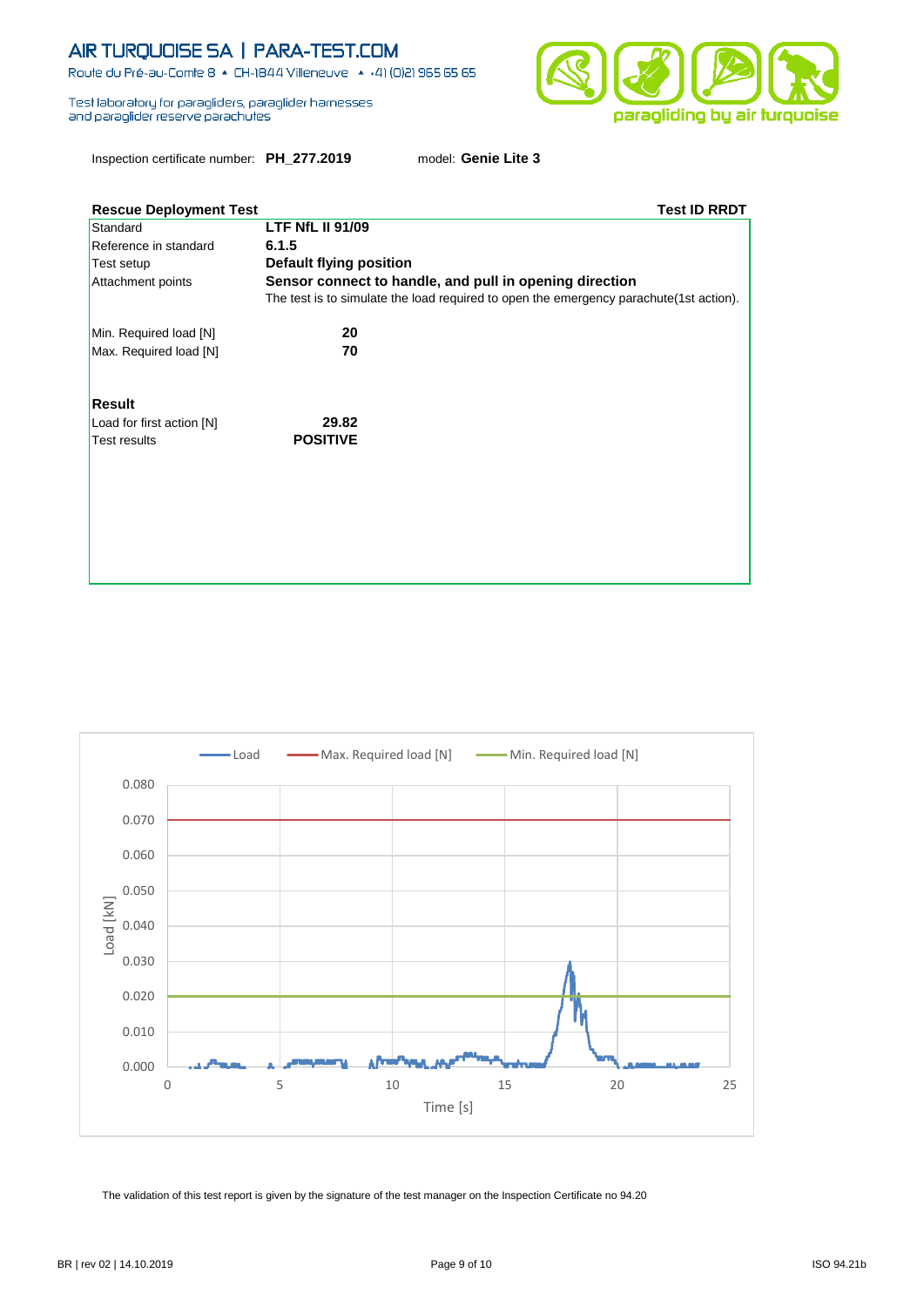AIR TURQUOISE SA | PARA-TEST.COM

Route du Pré-au-Comte 8 ▲ CH-1844 Villeneuve ▲ +41 (0)21 965 65 65

Test laboratory for paragliders, paraglider harnesses and paraglider reserve parachutes

Inspection certificate number: **PH_277.2019** model: **Genie Lite 3**

| **Rescue Deployment Test** | **Test ID RRDT** |
|---|---|
| Standard | **LTF NfL II 91/09** |
| Reference in standard | **6.1.5** |
| Test setup | **Default flying position** |
| Attachment points | **Sensor connect to handle, and pull in opening direction**<br>The test is to simulate the load required to open the emergency parachute(1st action). |
| Min. Required load [N] | **20** |
| Max. Required load [N] | **70** |
| **Result** | |
| Load for first action [N] | **29.82** |
| Test results | **POSITIVE** |

The validation of this test report is given by the signature of the test manager on the Inspection Certificate no 94.20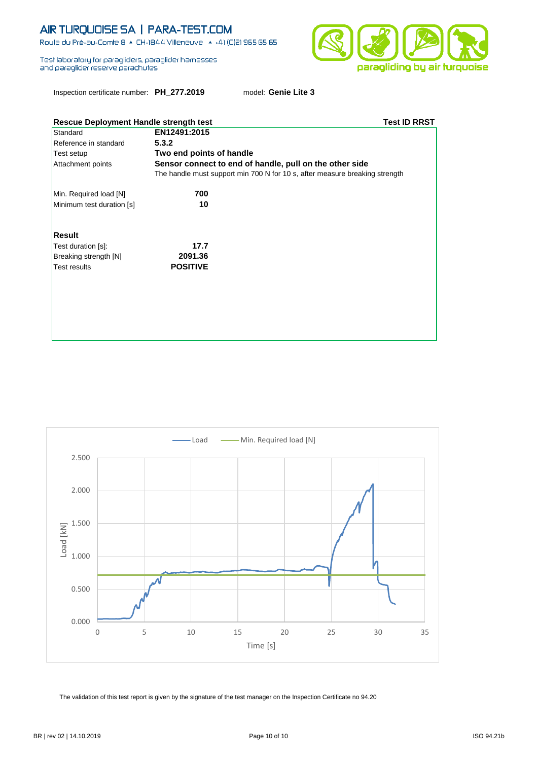AIR TURQUOISE SA | PARA-TEST.COM

Route du Pré-au-Comte 8 ▲ CH-1844 Villeneuve ▲ +41 (0)21 965 65 65

Test laboratory for paragliders, paraglider harnesses and paraglider reserve parachutes

paragliding by air turquoise

Inspection certificate number: **PH_277.2019** model: **Genie Lite 3**

| **Rescue Deployment Handle strength test** | **Test ID RRST** |
|---|---|
| Standard | **EN12491:2015** |
| Reference in standard | **5.3.2** |
| Test setup | **Two end points of handle** |
| Attachment points | **Sensor connect to end of handle, pull on the other side** |
| | The handle must support min 700 N for 10 s, after measure breaking strength |
| Min. Required load [N] | **700** |
| Minimum test duration [s] | **10** |
| **Result** | |
| Test duration [s]: | **17.7** |
| Breaking strength [N] | **2091.36** |
| Test results | **POSITIVE** |

Load — Min. Required load [N]

Load [kN]

2.500
2.000
1.500
1.000
0.500
0.000

0 5 10 15 20 25 30 35

Time [s]

The validation of this test report is given by the signature of the test manager on the Inspection Certificate no 94.20

BR | rev 02 | 14.10.2019 ISO 94.21b